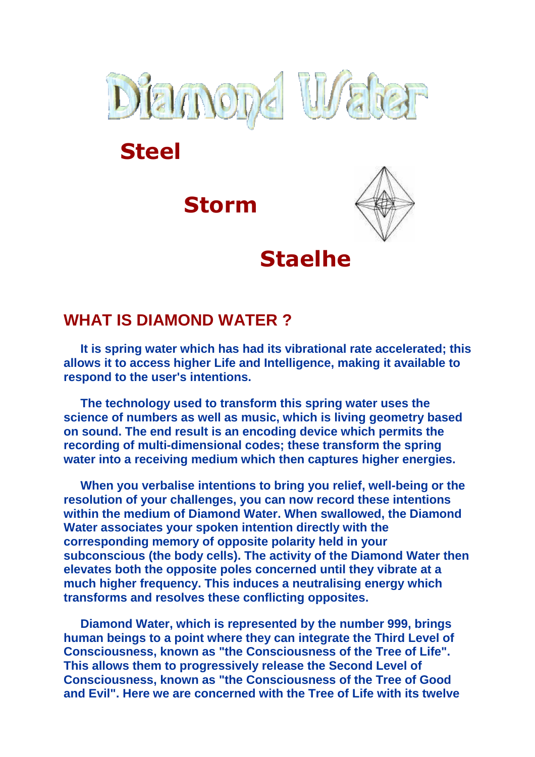# Diamond Water

## Steel

## Storm

## Staelhe

## WHAT IS DIAMOND WATER ?

**It is spring water which has had its vibrational rate accelerated; this allows it to access higher Life and Intelligence, making it available to respond to the user's intentions.**

**The technology used to transform this spring water uses the science of numbers as well as music, which is living geometry based on sound. The end result is an encoding device which permits the recording of multi-dimensional codes; these transform the spring water into a receiving medium which then captures higher energies.**

**When you verbalise intentions to bring you relief, well-being or the resolution of your challenges, you can now record these intentions within the medium of Diamond Water. When swallowed, the Diamond Water associates your spoken intention directly with the corresponding memory of opposite polarity held in your subconscious (the body cells). The activity of the Diamond Water then elevates both the opposite poles concerned until they vibrate at a much higher frequency. This induces a neutralising energy which transforms and resolves these conflicting opposites.**

**Diamond Water, which is represented by the number 999, brings human beings to a point where they can integrate the Third Level of Consciousness, known as "the Consciousness of the Tree of Life". This allows them to progressively release the Second Level of Consciousness, known as "the Consciousness of the Tree of Good and Evil". Here we are concerned with the Tree of Life with its twelve**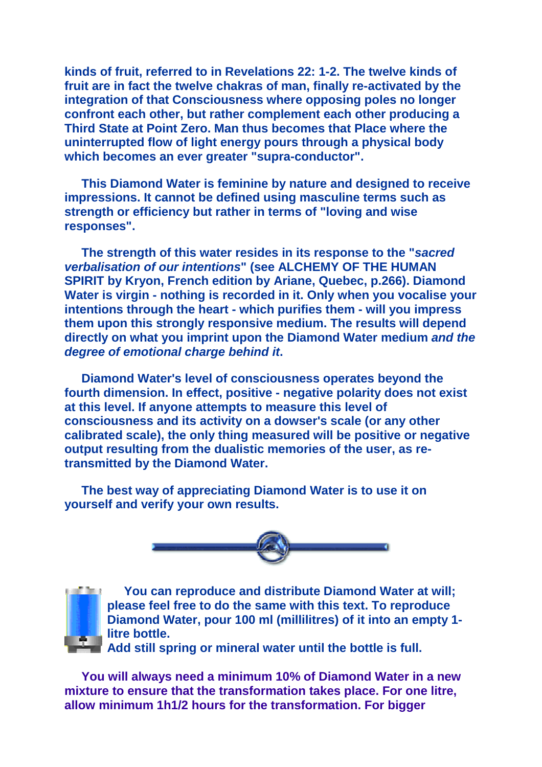**kinds of fruit, referred to in Revelations 22: 1-2. The twelve kinds of fruit are in fact the twelve chakras of man, finally re-activated by the integration of that Consciousness where opposing poles no longer confront each other, but rather complement each other producing a Third State at Point Zero. Man thus becomes that Place where the uninterrupted flow of light energy pours through a physical body which becomes an ever greater "supra-conductor".**

**This Diamond Water is feminine by nature and designed to receive impressions. It cannot be defined using masculine terms such as strength or efficiency but rather in terms of "loving and wise responses".**

**The strength of this water resides in its response to the "*sacred verbalisation of our intentions*" (see ALCHEMY OF THE HUMAN SPIRIT by Kryon, French edition by Ariane, Quebec, p.266). Diamond Water is virgin - nothing is recorded in it. Only when you vocalise your intentions through the heart - which purifies them - will you impress them upon this strongly responsive medium. The results will depend directly on what you imprint upon the Diamond Water medium *and the degree of emotional charge behind it*.**

**Diamond Water's level of consciousness operates beyond the fourth dimension. In effect, positive - negative polarity does not exist at this level. If anyone attempts to measure this level of consciousness and its activity on a dowser's scale (or any other calibrated scale), the only thing measured will be positive or negative output resulting from the dualistic memories of the user, as re-transmitted by the Diamond Water.**

**The best way of appreciating Diamond Water is to use it on yourself and verify your own results.**

**You can reproduce and distribute Diamond Water at will; please feel free to do the same with this text. To reproduce Diamond Water, pour 100 ml (millilitres) of it into an empty 1-litre bottle.
Add still spring or mineral water until the bottle is full.**

**You will always need a minimum 10% of Diamond Water in a new mixture to ensure that the transformation takes place. For one litre, allow minimum 1h1/2 hours for the transformation. For bigger**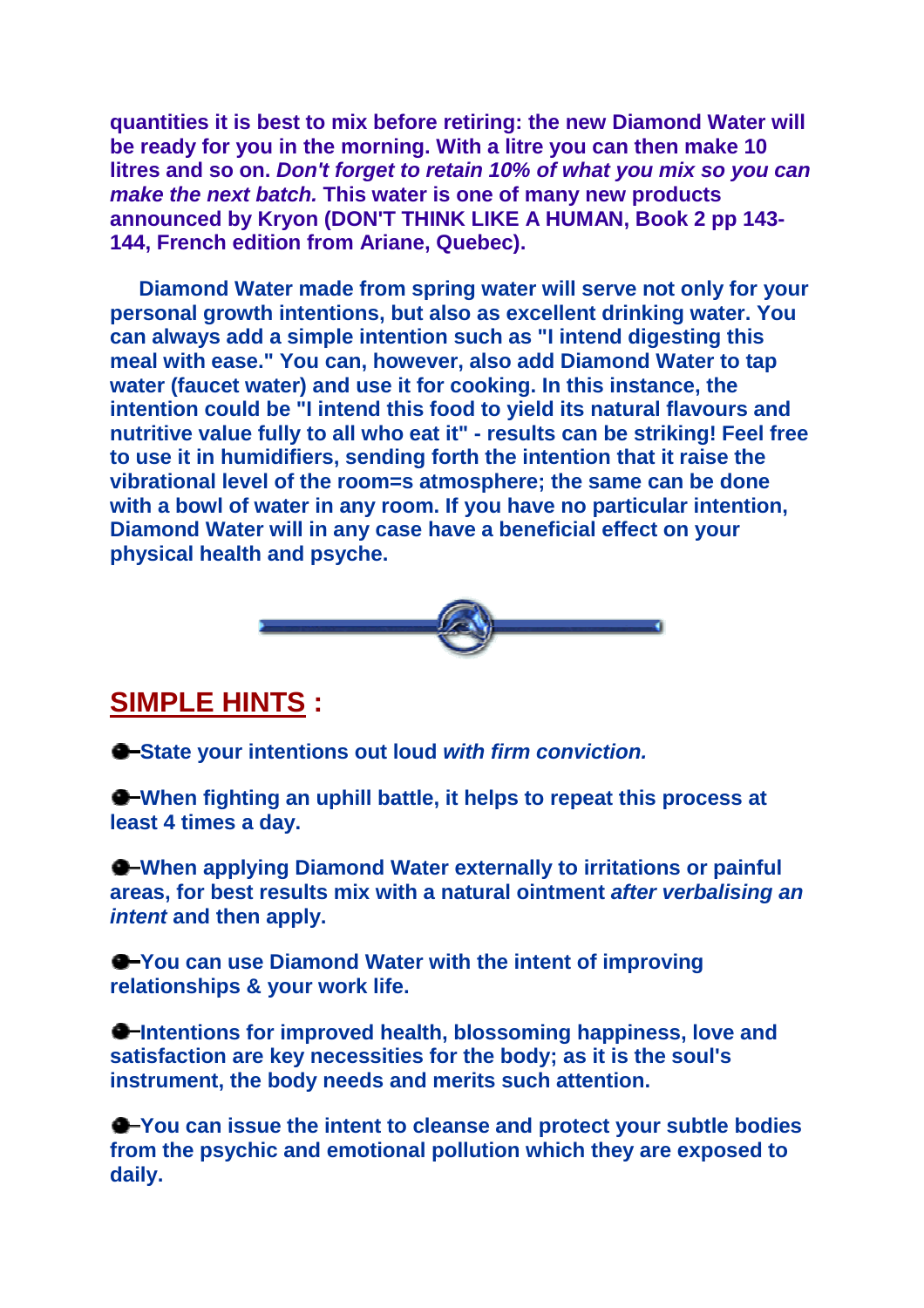**quantities it is best to mix before retiring: the new Diamond Water will be ready for you in the morning. With a litre you can then make 10 litres and so on. *Don't forget to retain 10% of what you mix so you can make the next batch.* This water is one of many new products announced by Kryon (DON'T THINK LIKE A HUMAN, Book 2 pp 143-144, French edition from Ariane, Quebec).**

**Diamond Water made from spring water will serve not only for your personal growth intentions, but also as excellent drinking water. You can always add a simple intention such as "I intend digesting this meal with ease." You can, however, also add Diamond Water to tap water (faucet water) and use it for cooking. In this instance, the intention could be "I intend this food to yield its natural flavours and nutritive value fully to all who eat it" - results can be striking! Feel free to use it in humidifiers, sending forth the intention that it raise the vibrational level of the room=s atmosphere; the same can be done with a bowl of water in any room. If you have no particular intention, Diamond Water will in any case have a beneficial effect on your physical health and psyche.**

## SIMPLE HINTS :

- **State your intentions out loud *with firm conviction.***
- **When fighting an uphill battle, it helps to repeat this process at least 4 times a day.**
- **When applying Diamond Water externally to irritations or painful areas, for best results mix with a natural ointment *after verbalising an intent* and then apply.**
- **You can use Diamond Water with the intent of improving relationships & your work life.**
- **Intentions for improved health, blossoming happiness, love and satisfaction are key necessities for the body; as it is the soul's instrument, the body needs and merits such attention.**
- **You can issue the intent to cleanse and protect your subtle bodies from the psychic and emotional pollution which they are exposed to daily.**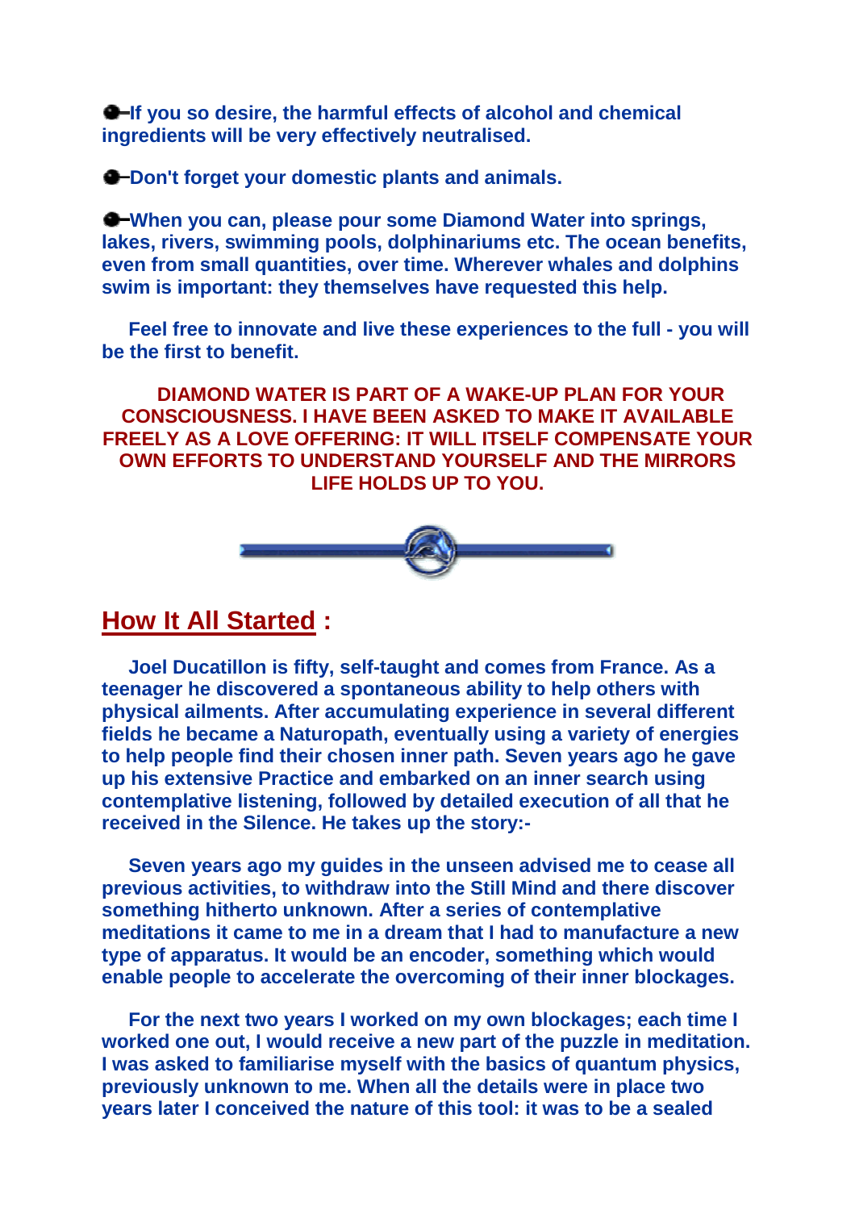- **If you so desire, the harmful effects of alcohol and chemical ingredients will be very effectively neutralised.**

- **Don't forget your domestic plants and animals.**

- **When you can, please pour some Diamond Water into springs, lakes, rivers, swimming pools, dolphinariums etc. The ocean benefits, even from small quantities, over time. Wherever whales and dolphins swim is important: they themselves have requested this help.**

**Feel free to innovate and live these experiences to the full - you will be the first to benefit.**

**DIAMOND WATER IS PART OF A WAKE-UP PLAN FOR YOUR CONSCIOUSNESS. I HAVE BEEN ASKED TO MAKE IT AVAILABLE FREELY AS A LOVE OFFERING: IT WILL ITSELF COMPENSATE YOUR OWN EFFORTS TO UNDERSTAND YOURSELF AND THE MIRRORS LIFE HOLDS UP TO YOU.**

## How It All Started :

**Joel Ducatillon is fifty, self-taught and comes from France. As a teenager he discovered a spontaneous ability to help others with physical ailments. After accumulating experience in several different fields he became a Naturopath, eventually using a variety of energies to help people find their chosen inner path. Seven years ago he gave up his extensive Practice and embarked on an inner search using contemplative listening, followed by detailed execution of all that he received in the Silence. He takes up the story:-**

**Seven years ago my guides in the unseen advised me to cease all previous activities, to withdraw into the Still Mind and there discover something hitherto unknown. After a series of contemplative meditations it came to me in a dream that I had to manufacture a new type of apparatus. It would be an encoder, something which would enable people to accelerate the overcoming of their inner blockages.**

**For the next two years I worked on my own blockages; each time I worked one out, I would receive a new part of the puzzle in meditation. I was asked to familiarise myself with the basics of quantum physics, previously unknown to me. When all the details were in place two years later I conceived the nature of this tool: it was to be a sealed**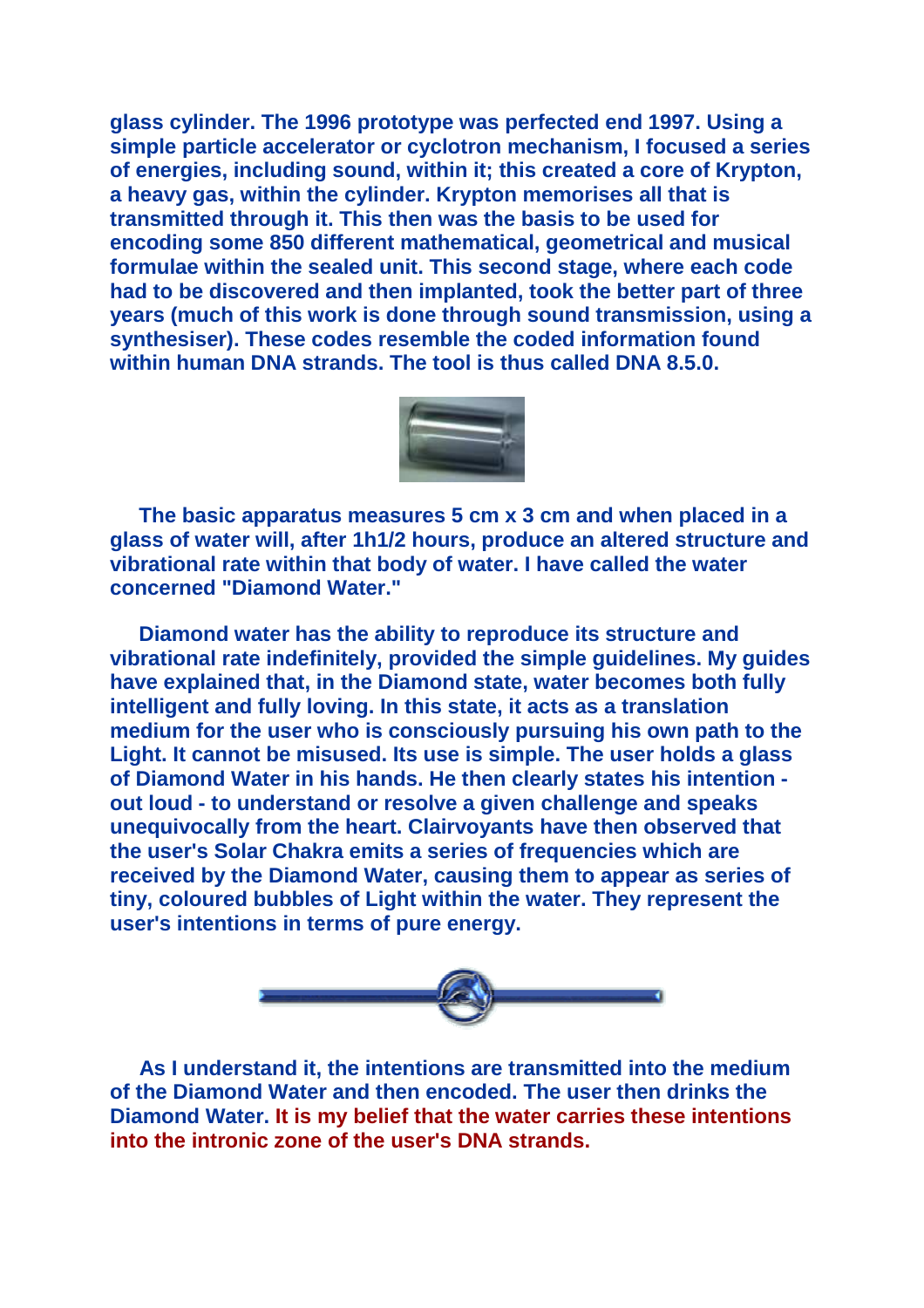**glass cylinder. The 1996 prototype was perfected end 1997. Using a simple particle accelerator or cyclotron mechanism, I focused a series of energies, including sound, within it; this created a core of Krypton, a heavy gas, within the cylinder. Krypton memorises all that is transmitted through it. This then was the basis to be used for encoding some 850 different mathematical, geometrical and musical formulae within the sealed unit. This second stage, where each code had to be discovered and then implanted, took the better part of three years (much of this work is done through sound transmission, using a synthesiser). These codes resemble the coded information found within human DNA strands. The tool is thus called DNA 8.5.0.**

**The basic apparatus measures 5 cm x 3 cm and when placed in a glass of water will, after 1h1/2 hours, produce an altered structure and vibrational rate within that body of water. I have called the water concerned "Diamond Water."**

**Diamond water has the ability to reproduce its structure and vibrational rate indefinitely, provided the simple guidelines. My guides have explained that, in the Diamond state, water becomes both fully intelligent and fully loving. In this state, it acts as a translation medium for the user who is consciously pursuing his own path to the Light. It cannot be misused. Its use is simple. The user holds a glass of Diamond Water in his hands. He then clearly states his intention - out loud - to understand or resolve a given challenge and speaks unequivocally from the heart. Clairvoyants have then observed that the user's Solar Chakra emits a series of frequencies which are received by the Diamond Water, causing them to appear as series of tiny, coloured bubbles of Light within the water. They represent the user's intentions in terms of pure energy.**

**As I understand it, the intentions are transmitted into the medium of the Diamond Water and then encoded. The user then drinks the Diamond Water. It is my belief that the water carries these intentions into the intronic zone of the user's DNA strands.**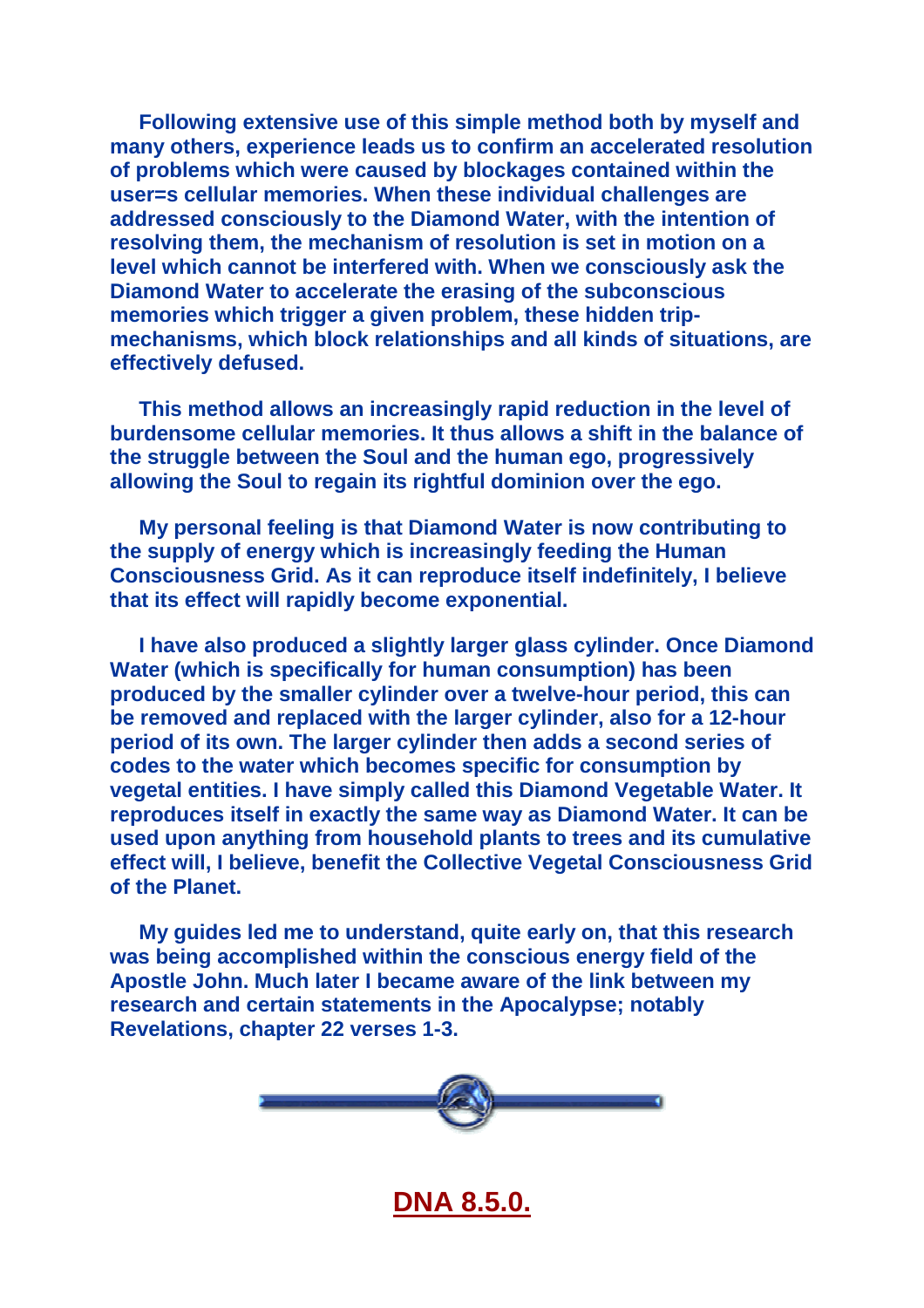**Following extensive use of this simple method both by myself and many others, experience leads us to confirm an accelerated resolution of problems which were caused by blockages contained within the user=s cellular memories. When these individual challenges are addressed consciously to the Diamond Water, with the intention of resolving them, the mechanism of resolution is set in motion on a level which cannot be interfered with. When we consciously ask the Diamond Water to accelerate the erasing of the subconscious memories which trigger a given problem, these hidden trip-mechanisms, which block relationships and all kinds of situations, are effectively defused.**

**This method allows an increasingly rapid reduction in the level of burdensome cellular memories. It thus allows a shift in the balance of the struggle between the Soul and the human ego, progressively allowing the Soul to regain its rightful dominion over the ego.**

**My personal feeling is that Diamond Water is now contributing to the supply of energy which is increasingly feeding the Human Consciousness Grid. As it can reproduce itself indefinitely, I believe that its effect will rapidly become exponential.**

**I have also produced a slightly larger glass cylinder. Once Diamond Water (which is specifically for human consumption) has been produced by the smaller cylinder over a twelve-hour period, this can be removed and replaced with the larger cylinder, also for a 12-hour period of its own. The larger cylinder then adds a second series of codes to the water which becomes specific for consumption by vegetal entities. I have simply called this Diamond Vegetable Water. It reproduces itself in exactly the same way as Diamond Water. It can be used upon anything from household plants to trees and its cumulative effect will, I believe, benefit the Collective Vegetal Consciousness Grid of the Planet.**

**My guides led me to understand, quite early on, that this research was being accomplished within the conscious energy field of the Apostle John. Much later I became aware of the link between my research and certain statements in the Apocalypse; notably Revelations, chapter 22 verses 1-3.**

**DNA 8.5.0.**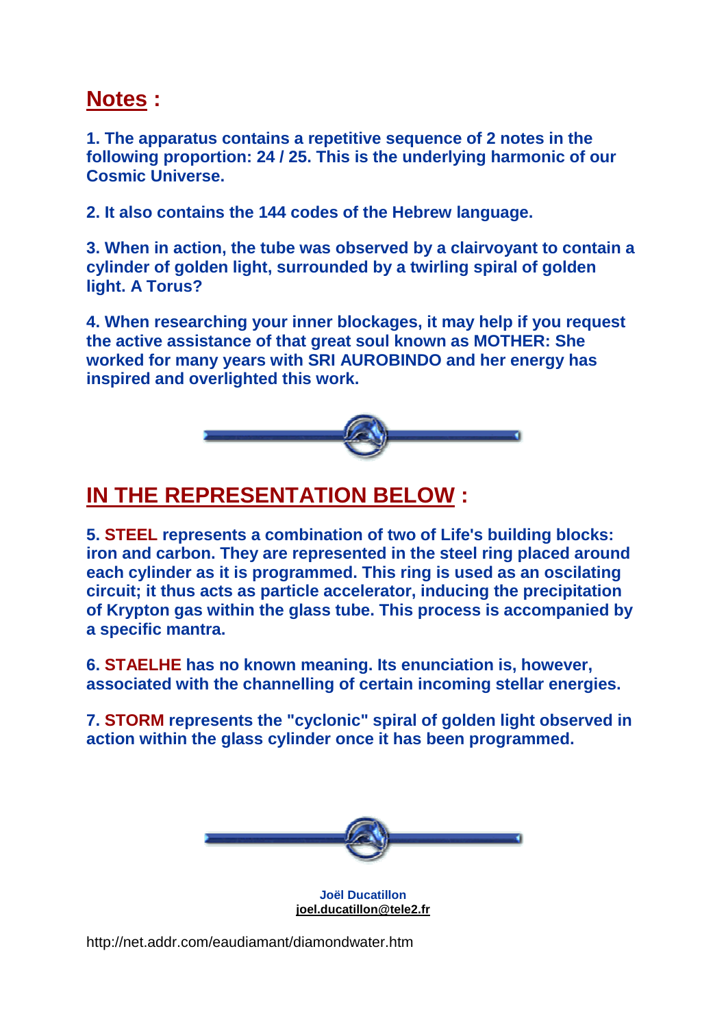## Notes :

**1. The apparatus contains a repetitive sequence of 2 notes in the following proportion: 24 / 25. This is the underlying harmonic of our Cosmic Universe.**

**2. It also contains the 144 codes of the Hebrew language.**

**3. When in action, the tube was observed by a clairvoyant to contain a cylinder of golden light, surrounded by a twirling spiral of golden light. A Torus?**

**4. When researching your inner blockages, it may help if you request the active assistance of that great soul known as MOTHER: She worked for many years with SRI AUROBINDO and her energy has inspired and overlighted this work.**

## IN THE REPRESENTATION BELOW :

**5. STEEL represents a combination of two of Life's building blocks: iron and carbon. They are represented in the steel ring placed around each cylinder as it is programmed. This ring is used as an oscilating circuit; it thus acts as particle accelerator, inducing the precipitation of Krypton gas within the glass tube. This process is accompanied by a specific mantra.**

**6. STAELHE has no known meaning. Its enunciation is, however, associated with the channelling of certain incoming stellar energies.**

**7. STORM represents the "cyclonic" spiral of golden light observed in action within the glass cylinder once it has been programmed.**

**Joël Ducatillon**
**joel.ducatillon@tele2.fr**

http://net.addr.com/eaudiamant/diamondwater.htm